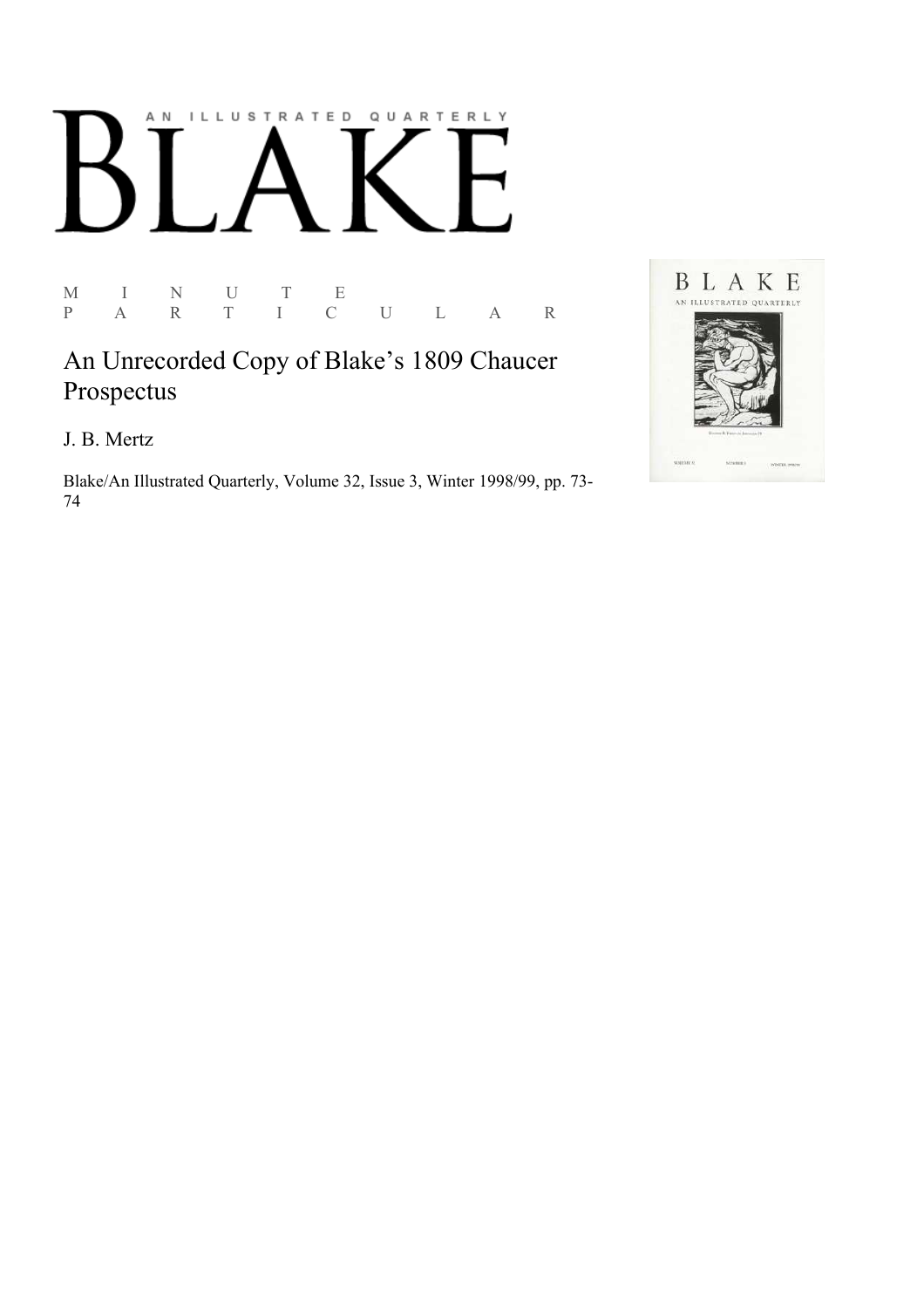AN ILLUSTRATED QUARTERLY

# BLAKE

M I N U T E
P A R T I C U L A R

## An Unrecorded Copy of Blake's 1809 Chaucer Prospectus

J. B. Mertz

Blake/An Illustrated Quarterly, Volume 32, Issue 3, Winter 1998/99, pp. 73-74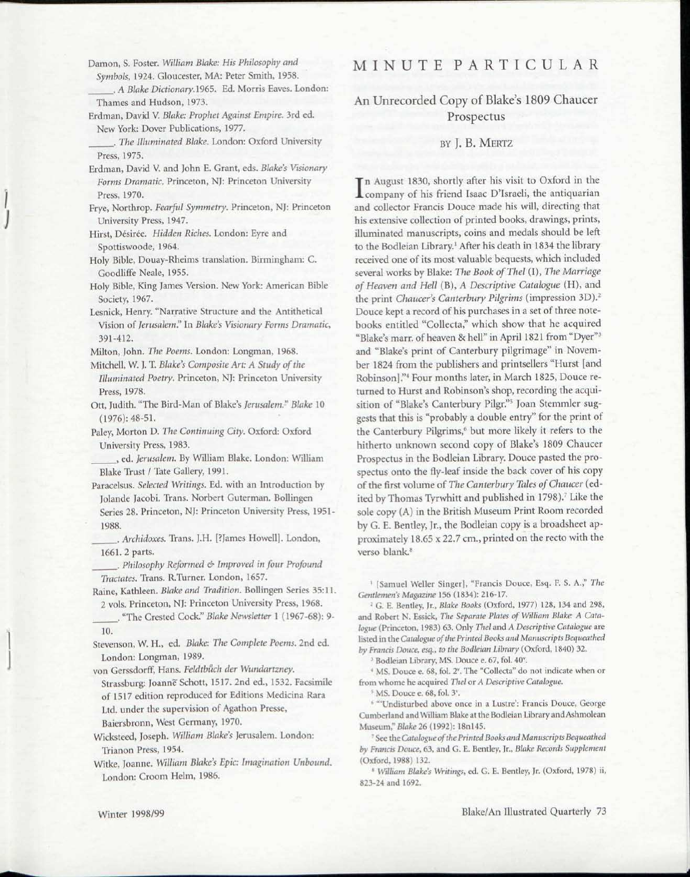Damon, S. Foster. *William Blake: His Philosophy and Symbols*, 1924. Gloucester, MA: Peter Smith, 1958.

_____. *A Blake Dictionary*.1965. Ed. Morris Eaves. London: Thames and Hudson, 1973.

Erdman, David V. *Blake: Prophet Against Empire*. 3rd ed. New York: Dover Publications, 1977.

_____. *The Illuminated Blake*. London: Oxford University Press, 1975.

Erdman, David V. and John E. Grant, eds. *Blake's Visionary Forms Dramatic*. Princeton, NJ: Princeton University Press, 1970.

Frye, Northrop. *Fearful Symmetry*. Princeton, NJ: Princeton University Press, 1947.

Hirst, Désirée. *Hidden Riches*. London: Eyre and Spottiswoode, 1964.

Holy Bible, Douay-Rheims translation. Birmingham: C. Goodliffe Neale, 1955.

Holy Bible, King James Version. New York: American Bible Society, 1967.

Lesnick, Henry. "Narrative Structure and the Antithetical Vision of *Jerusalem*." In *Blake's Visionary Forms Dramatic*, 391-412.

Milton, John. *The Poems*. London: Longman, 1968.

Mitchell, W. J. T. *Blake's Composite Art: A Study of the Illuminated Poetry*. Princeton, NJ: Princeton University Press, 1978.

Ott, Judith. "The Bird-Man of Blake's *Jerusalem*." *Blake* 10 (1976): 48-51.

Paley, Morton D. *The Continuing City*. Oxford: Oxford University Press, 1983.

_____, ed. *Jerusalem*. By William Blake. London: William Blake Trust / Tate Gallery, 1991.

Paracelsus. *Selected Writings*. Ed. with an Introduction by Jolande Jacobi. Trans. Norbert Guterman. Bollingen Series 28. Princeton, NJ: Princeton University Press, 1951-1988.

_____. *Archidoxes*. Trans. J.H. [?James Howell]. London, 1661. 2 parts.

_____. *Philosophy Reformed & Improved in four Profound Tractates*. Trans. R.Turner. London, 1657.

Raine, Kathleen. *Blake and Tradition*. Bollingen Series 35:11. 2 vols. Princeton, NJ: Princeton University Press, 1968.

_____. "The Crested Cock." *Blake Newsletter* 1 (1967-68): 9-10.

Stevenson, W. H., ed. *Blake: The Complete Poems*. 2nd ed. London: Longman, 1989.

von Gerssdorff, Hans. *Feldtbůch der Wundartzney*. Strassburg: Joannē Schott, 1517. 2nd ed., 1532. Facsimile of 1517 edition reproduced for Editions Medicina Rara Ltd. under the supervision of Agathon Presse, Baiersbronn, West Germany, 1970.

Wicksteed, Joseph. *William Blake's* Jerusalem. London: Trianon Press, 1954.

Witke, Joanne. *William Blake's Epic: Imagination Unbound*. London: Croom Helm, 1986.

# MINUTE PARTICULAR

## An Unrecorded Copy of Blake's 1809 Chaucer Prospectus

BY J. B. MERTZ

In August 1830, shortly after his visit to Oxford in the company of his friend Isaac D'Israeli, the antiquarian and collector Francis Douce made his will, directing that his extensive collection of printed books, drawings, prints, illuminated manuscripts, coins and medals should be left to the Bodleian Library.[1] After his death in 1834 the library received one of its most valuable bequests, which included several works by Blake: *The Book of Thel* (I), *The Marriage of Heaven and Hell* (B), *A Descriptive Catalogue* (H), and the print *Chaucer's Canterbury Pilgrims* (impression 3D).[2] Douce kept a record of his purchases in a set of three notebooks entitled "Collecta," which show that he acquired "Blake's marr. of heaven & hell" in April 1821 from "Dyer"[3] and "Blake's print of Canterbury pilgrimage" in November 1824 from the publishers and printsellers "Hurst [and Robinson]."[4] Four months later, in March 1825, Douce returned to Hurst and Robinson's shop, recording the acquisition of "Blake's Canterbury Pilgr."[5] Joan Stemmler suggests that this is "probably a double entry" for the print of the Canterbury Pilgrims,[6] but more likely it refers to the hitherto unknown second copy of Blake's 1809 Chaucer Prospectus in the Bodleian Library. Douce pasted the prospectus onto the fly-leaf inside the back cover of his copy of the first volume of *The Canterbury Tales of Chaucer* (edited by Thomas Tyrwhitt and published in 1798).[7] Like the sole copy (A) in the British Museum Print Room recorded by G. E. Bentley, Jr., the Bodleian copy is a broadsheet approximately 18.65 x 22.7 cm., printed on the recto with the verso blank.[8]

---

[1] [Samuel Weller Singer], "Francis Douce, Esq. F. S. A.," *The Gentlemen's Magazine* 156 (1834): 216-17.

[2] G. E. Bentley, Jr., *Blake Books* (Oxford, 1977) 128, 134 and 298, and Robert N. Essick, *The Separate Plates of William Blake: A Catalogue* (Princeton, 1983) 63. Only *Thel* and *A Descriptive Catalogue* are listed in the *Catalogue of the Printed Books and Manuscripts Bequeathed by Francis Douce, esq., to the Bodleian Library* (Oxford, 1840) 32.

[3] Bodleian Library, MS. Douce e. 67, fol. 40v.

[4] MS. Douce e. 68, fol. 2v. The "Collecta" do not indicate when or from whome he acquired *Thel* or *A Descriptive Catalogue*.

[5] MS. Douce e. 68, fol. 3v.

[6] "'Undisturbed above once in a Lustre': Francis Douce, George Cumberland and William Blake at the Bodleian Library and Ashmolean Museum," *Blake* 26 (1992): 18n145.

[7] See the *Catalogue of the Printed Books and Manuscripts Bequeathed by Francis Douce*, 63, and G. E. Bentley, Jr., *Blake Records Supplement* (Oxford, 1988) 132.

[8] *William Blake's Writings*, ed. G. E. Bentley, Jr. (Oxford, 1978) ii, 823-24 and 1692.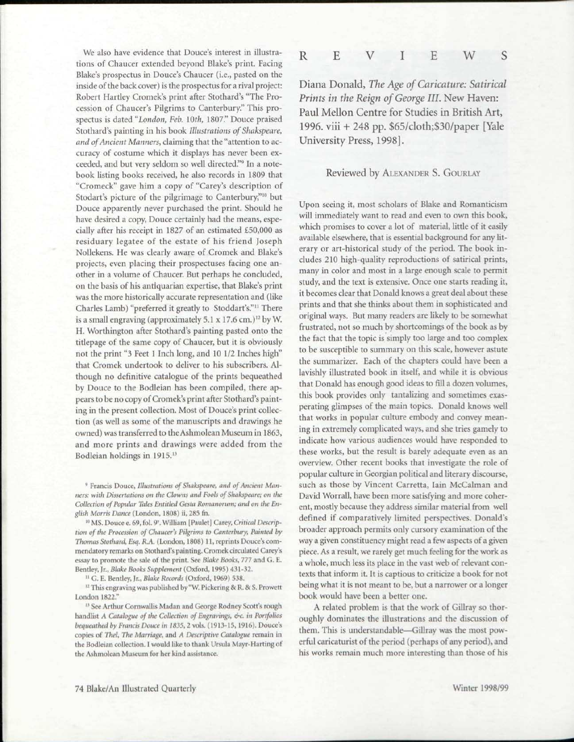We also have evidence that Douce's interest in illustrations of Chaucer extended beyond Blake's print. Facing Blake's prospectus in Douce's Chaucer (i.e., pasted on the inside of the back cover) is the prospectus for a rival project: Robert Hartley Cromek's print after Stothard's "The Procession of Chaucer's Pilgrims to Canterbury." This prospectus is dated "*London, Feb. 10th,* 1807." Douce praised Stothard's painting in his book *Illustrations of Shakspeare, and of Ancient Manners*, claiming that the "attention to accuracy of costume which it displays has never been exceeded, and but very seldom so well directed."[9] In a notebook listing books received, he also records in 1809 that "Cromeck" gave him a copy of "Carey's description of Stodart's picture of the pilgrimage to Canterbury,"[10] but Douce apparently never purchased the print. Should he have desired a copy, Douce certainly had the means, especially after his receipt in 1827 of an estimated £50,000 as residuary legatee of the estate of his friend Joseph Nollekens. He was clearly aware of Cromek and Blake's projects, even placing their prospectuses facing one another in a volume of Chaucer. But perhaps he concluded, on the basis of his antiquarian expertise, that Blake's print was the more historically accurate representation and (like Charles Lamb) "preferred it greatly to Stoddart's."[11] There is a small engraving (approximately 5.1 x 17.6 cm.)[12] by W. H. Worthington after Stothard's painting pasted onto the titlepage of the same copy of Chaucer, but it is obviously not the print "3 Feet 1 Inch long, and 10 1/2 Inches high" that Cromek undertook to deliver to his subscribers. Although no definitive catalogue of the prints bequeathed by Douce to the Bodleian has been compiled, there appears to be no copy of Cromek's print after Stothard's painting in the present collection. Most of Douce's print collection (as well as some of the manuscripts and drawings he owned) was transferred to the Ashmolean Museum in 1863, and more prints and drawings were added from the Bodleian holdings in 1915.[13]

[9] Francis Douce, *Illustrations of Shakspeare, and of Ancient Manners: with Dissertations on the Clowns and Fools of Shakspeare; on the Collection of Popular Tales Entitled Gesta Romanorum; and on the English Morris Dance* (London, 1808) ii, 285 fn.

[10] MS. Douce e. 69, fol. 9r. William [Paulet] Carey, *Critical Description of the Procession of Chaucer's Pilgrims to Canterbury, Painted by Thomas Stothard, Esq. R.A.* (London, 1808) 11, reprints Douce's commendatory remarks on Stothard's painting. Cromek circulated Carey's essay to promote the sale of the print. See *Blake Books*, 777 and G. E. Bentley, Jr., *Blake Books Supplement* (Oxford, 1995) 431-32.

[11] G. E. Bentley, Jr., *Blake Records* (Oxford, 1969) 538.

[12] This engraving was published by "W. Pickering & R. & S. Prowett London 1822."

[13] See Arthur Cornwallis Madan and George Rodney Scott's rough handlist *A Catalogue of the Collection of Engravings, &c. in Portfolios bequeathed by Francis Douce in 1835*, 2 vols. (1913-15, 1916). Douce's copies of *Thel*, *The Marriage*, and *A Descriptive Catalogue* remain in the Bodleian collection. I would like to thank Ursula Mayr-Harting of the Ashmolean Museum for her kind assistance.

# REVIEWS

Diana Donald, *The Age of Caricature: Satirical Prints in the Reign of George III*. New Haven: Paul Mellon Centre for Studies in British Art, 1996. viii + 248 pp. $65/cloth;$30/paper [Yale University Press, 1998].

Reviewed by Alexander S. Gourlay

Upon seeing it, most scholars of Blake and Romanticism will immediately want to read and even to own this book, which promises to cover a lot of material, little of it easily available elsewhere, that is essential background for any literary or art-historical study of the period. The book includes 210 high-quality reproductions of satirical prints, many in color and most in a large enough scale to permit study, and the text is extensive. Once one starts reading it, it becomes clear that Donald knows a great deal about these prints and that she thinks about them in sophisticated and original ways. But many readers are likely to be somewhat frustrated, not so much by shortcomings of the book as by the fact that the topic is simply too large and too complex to be susceptible to summary on this scale, however astute the summarizer. Each of the chapters could have been a lavishly illustrated book in itself, and while it is obvious that Donald has enough good ideas to fill a dozen volumes, this book provides only tantalizing and sometimes exasperating glimpses of the main topics. Donald knows well that works in popular culture embody and convey meaning in extremely complicated ways, and she tries gamely to indicate how various audiences would have responded to these works, but the result is barely adequate even as an overview. Other recent books that investigate the role of popular culture in Georgian political and literary discourse, such as those by Vincent Carretta, Iain McCalman and David Worrall, have been more satisfying and more coherent, mostly because they address similar material from well defined if comparatively limited perspectives. Donald's broader approach permits only cursory examination of the way a given constituency might read a few aspects of a given piece. As a result, we rarely get much feeling for the work as a whole, much less its place in the vast web of relevant contexts that inform it. It is captious to criticize a book for not being what it is not meant to be, but a narrower or a longer book would have been a better one.

A related problem is that the work of Gillray so thoroughly dominates the illustrations and the discussion of them. This is understandable—Gillray was the most powerful caricaturist of the period (perhaps of any period), and his works remain much more interesting than those of his